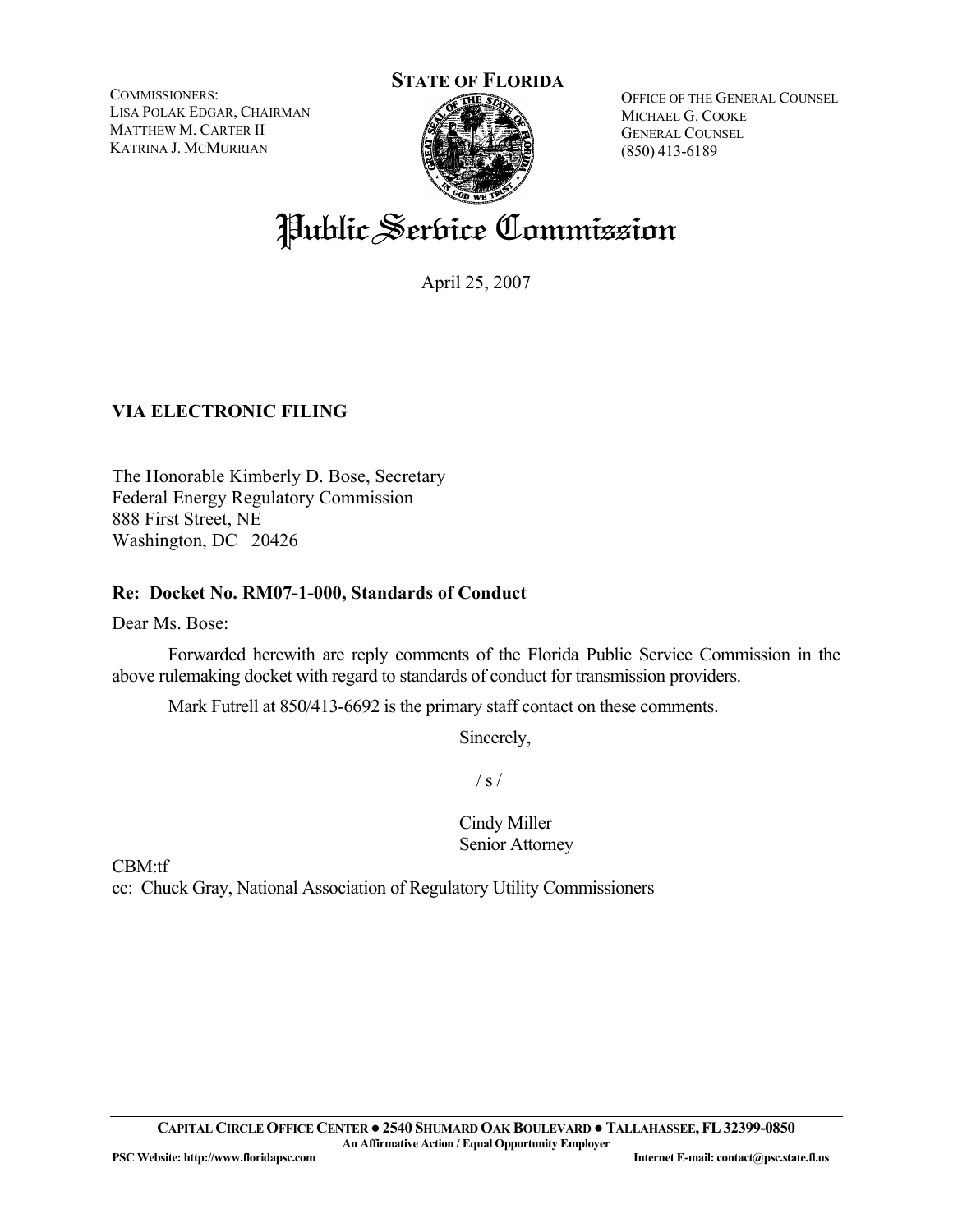COMMISSIONERS:
LISA POLAK EDGAR, CHAIRMAN
MATTHEW M. CARTER II
KATRINA J. MCMURRIAN

**STATE OF FLORIDA**

OFFICE OF THE GENERAL COUNSEL
MICHAEL G. COOKE
GENERAL COUNSEL
(850) 413-6189

# Public Service Commission

April 25, 2007

**VIA ELECTRONIC FILING**

The Honorable Kimberly D. Bose, Secretary
Federal Energy Regulatory Commission
888 First Street, NE
Washington, DC 20426

**Re: Docket No. RM07-1-000, Standards of Conduct**

Dear Ms. Bose:

Forwarded herewith are reply comments of the Florida Public Service Commission in the above rulemaking docket with regard to standards of conduct for transmission providers.

Mark Futrell at 850/413-6692 is the primary staff contact on these comments.

Sincerely,

/ s /

Cindy Miller
Senior Attorney

CBM:tf
cc: Chuck Gray, National Association of Regulatory Utility Commissioners

CAPITAL CIRCLE OFFICE CENTER ● 2540 SHUMARD OAK BOULEVARD ● TALLAHASSEE, FL 32399-0850
An Affirmative Action / Equal Opportunity Employer
PSC Website: http://www.floridapsc.com Internet E-mail: contact@psc.state.fl.us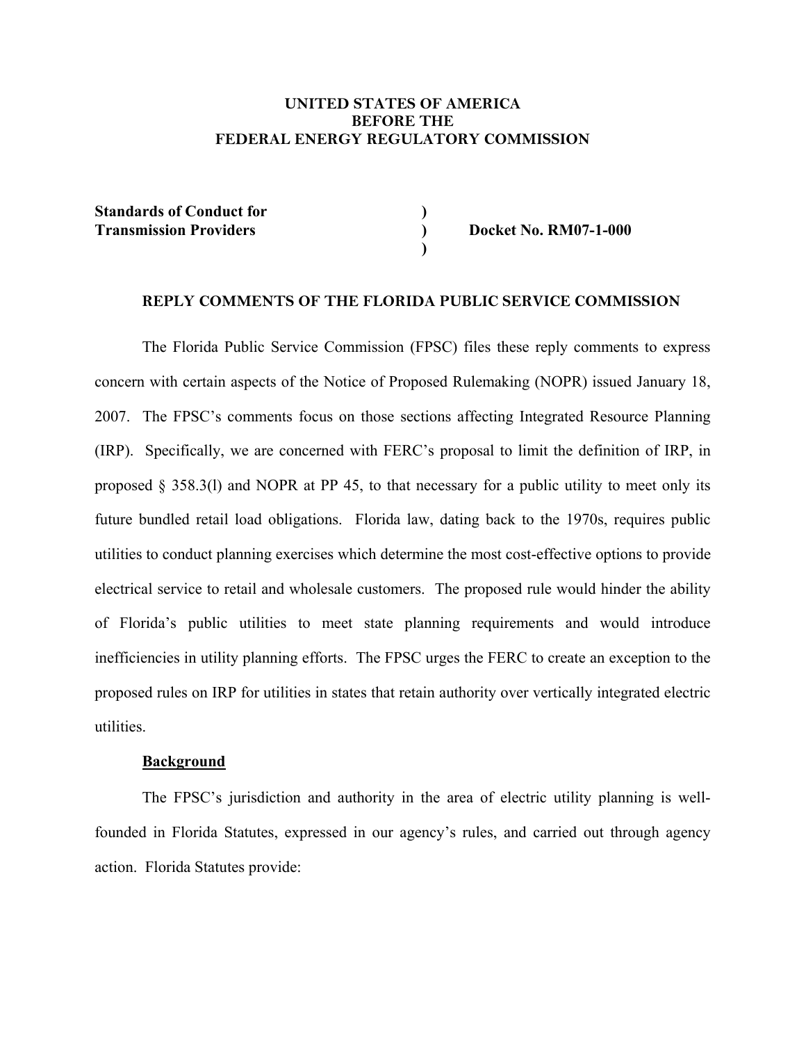**UNITED STATES OF AMERICA**
**BEFORE THE**
**FEDERAL ENERGY REGULATORY COMMISSION**

| | | |
|---|---|---|
| **Standards of Conduct for Transmission Providers** | ) ) ) | **Docket No. RM07-1-000** |

**REPLY COMMENTS OF THE FLORIDA PUBLIC SERVICE COMMISSION**

The Florida Public Service Commission (FPSC) files these reply comments to express concern with certain aspects of the Notice of Proposed Rulemaking (NOPR) issued January 18, 2007. The FPSC's comments focus on those sections affecting Integrated Resource Planning (IRP). Specifically, we are concerned with FERC's proposal to limit the definition of IRP, in proposed § 358.3(l) and NOPR at PP 45, to that necessary for a public utility to meet only its future bundled retail load obligations. Florida law, dating back to the 1970s, requires public utilities to conduct planning exercises which determine the most cost-effective options to provide electrical service to retail and wholesale customers. The proposed rule would hinder the ability of Florida's public utilities to meet state planning requirements and would introduce inefficiencies in utility planning efforts. The FPSC urges the FERC to create an exception to the proposed rules on IRP for utilities in states that retain authority over vertically integrated electric utilities.

**<u>Background</u>**

The FPSC's jurisdiction and authority in the area of electric utility planning is well-founded in Florida Statutes, expressed in our agency's rules, and carried out through agency action. Florida Statutes provide: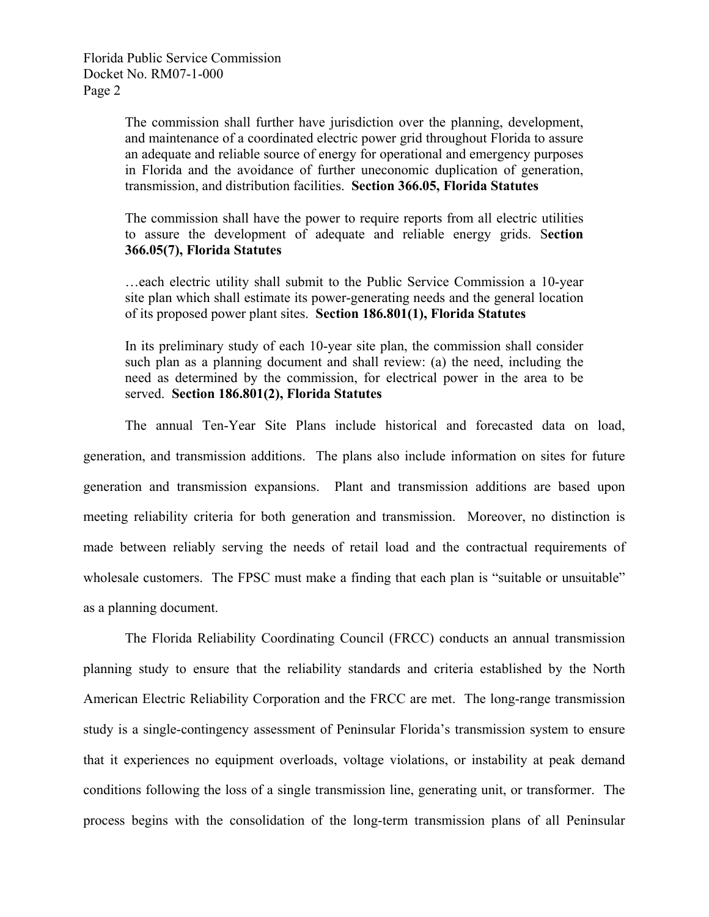> The commission shall further have jurisdiction over the planning, development, and maintenance of a coordinated electric power grid throughout Florida to assure an adequate and reliable source of energy for operational and emergency purposes in Florida and the avoidance of further uneconomic duplication of generation, transmission, and distribution facilities. **Section 366.05, Florida Statutes**

> The commission shall have the power to require reports from all electric utilities to assure the development of adequate and reliable energy grids. S**ection 366.05(7), Florida Statutes**

> …each electric utility shall submit to the Public Service Commission a 10-year site plan which shall estimate its power-generating needs and the general location of its proposed power plant sites. **Section 186.801(1), Florida Statutes**

> In its preliminary study of each 10-year site plan, the commission shall consider such plan as a planning document and shall review: (a) the need, including the need as determined by the commission, for electrical power in the area to be served. **Section 186.801(2), Florida Statutes**

The annual Ten-Year Site Plans include historical and forecasted data on load, generation, and transmission additions. The plans also include information on sites for future generation and transmission expansions. Plant and transmission additions are based upon meeting reliability criteria for both generation and transmission. Moreover, no distinction is made between reliably serving the needs of retail load and the contractual requirements of wholesale customers. The FPSC must make a finding that each plan is "suitable or unsuitable" as a planning document.

The Florida Reliability Coordinating Council (FRCC) conducts an annual transmission planning study to ensure that the reliability standards and criteria established by the North American Electric Reliability Corporation and the FRCC are met. The long-range transmission study is a single-contingency assessment of Peninsular Florida's transmission system to ensure that it experiences no equipment overloads, voltage violations, or instability at peak demand conditions following the loss of a single transmission line, generating unit, or transformer. The process begins with the consolidation of the long-term transmission plans of all Peninsular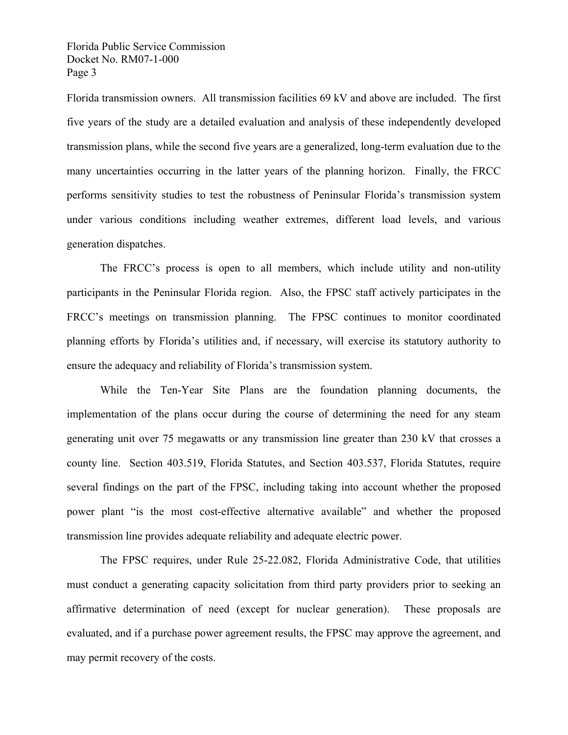Florida transmission owners. All transmission facilities 69 kV and above are included. The first five years of the study are a detailed evaluation and analysis of these independently developed transmission plans, while the second five years are a generalized, long-term evaluation due to the many uncertainties occurring in the latter years of the planning horizon. Finally, the FRCC performs sensitivity studies to test the robustness of Peninsular Florida's transmission system under various conditions including weather extremes, different load levels, and various generation dispatches.

The FRCC's process is open to all members, which include utility and non-utility participants in the Peninsular Florida region. Also, the FPSC staff actively participates in the FRCC's meetings on transmission planning. The FPSC continues to monitor coordinated planning efforts by Florida's utilities and, if necessary, will exercise its statutory authority to ensure the adequacy and reliability of Florida's transmission system.

While the Ten-Year Site Plans are the foundation planning documents, the implementation of the plans occur during the course of determining the need for any steam generating unit over 75 megawatts or any transmission line greater than 230 kV that crosses a county line. Section 403.519, Florida Statutes, and Section 403.537, Florida Statutes, require several findings on the part of the FPSC, including taking into account whether the proposed power plant "is the most cost-effective alternative available" and whether the proposed transmission line provides adequate reliability and adequate electric power.

The FPSC requires, under Rule 25-22.082, Florida Administrative Code, that utilities must conduct a generating capacity solicitation from third party providers prior to seeking an affirmative determination of need (except for nuclear generation). These proposals are evaluated, and if a purchase power agreement results, the FPSC may approve the agreement, and may permit recovery of the costs.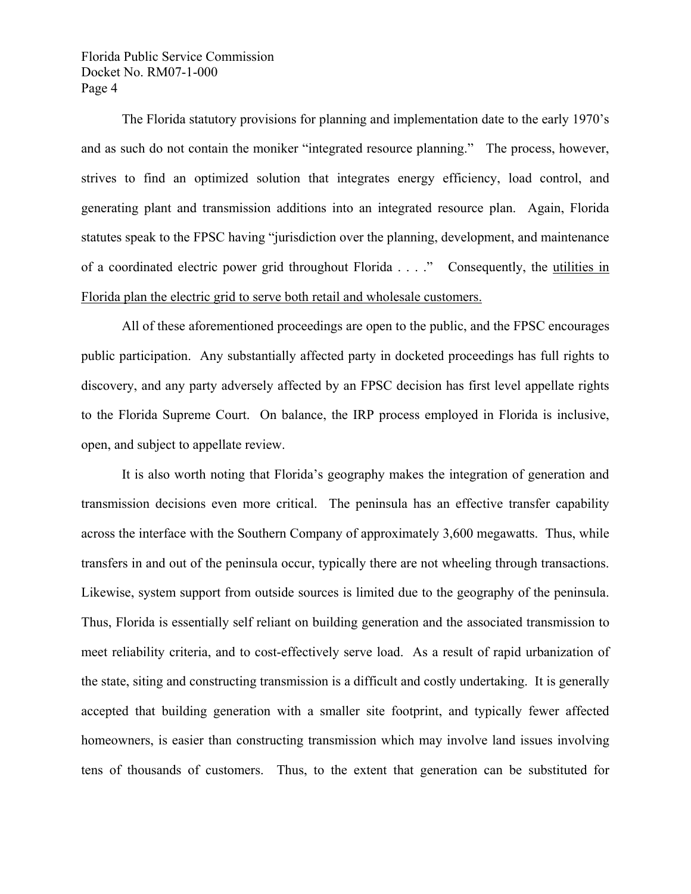The Florida statutory provisions for planning and implementation date to the early 1970's and as such do not contain the moniker "integrated resource planning." The process, however, strives to find an optimized solution that integrates energy efficiency, load control, and generating plant and transmission additions into an integrated resource plan. Again, Florida statutes speak to the FPSC having "jurisdiction over the planning, development, and maintenance of a coordinated electric power grid throughout Florida . . . ." Consequently, the <u>utilities in Florida plan the electric grid to serve both retail and wholesale customers.</u>

All of these aforementioned proceedings are open to the public, and the FPSC encourages public participation. Any substantially affected party in docketed proceedings has full rights to discovery, and any party adversely affected by an FPSC decision has first level appellate rights to the Florida Supreme Court. On balance, the IRP process employed in Florida is inclusive, open, and subject to appellate review.

It is also worth noting that Florida's geography makes the integration of generation and transmission decisions even more critical. The peninsula has an effective transfer capability across the interface with the Southern Company of approximately 3,600 megawatts. Thus, while transfers in and out of the peninsula occur, typically there are not wheeling through transactions. Likewise, system support from outside sources is limited due to the geography of the peninsula. Thus, Florida is essentially self reliant on building generation and the associated transmission to meet reliability criteria, and to cost-effectively serve load. As a result of rapid urbanization of the state, siting and constructing transmission is a difficult and costly undertaking. It is generally accepted that building generation with a smaller site footprint, and typically fewer affected homeowners, is easier than constructing transmission which may involve land issues involving tens of thousands of customers. Thus, to the extent that generation can be substituted for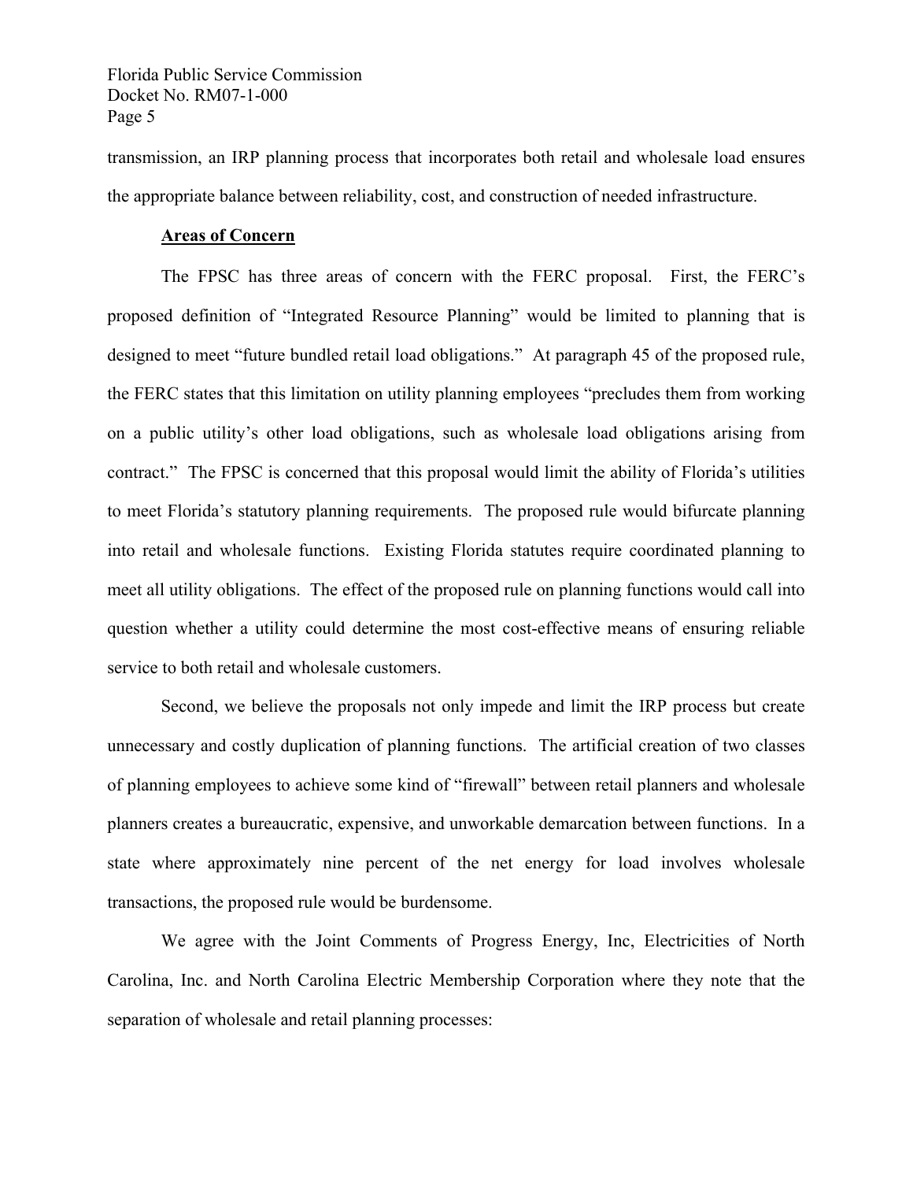transmission, an IRP planning process that incorporates both retail and wholesale load ensures the appropriate balance between reliability, cost, and construction of needed infrastructure.

**Areas of Concern**

The FPSC has three areas of concern with the FERC proposal. First, the FERC's proposed definition of "Integrated Resource Planning" would be limited to planning that is designed to meet "future bundled retail load obligations." At paragraph 45 of the proposed rule, the FERC states that this limitation on utility planning employees "precludes them from working on a public utility's other load obligations, such as wholesale load obligations arising from contract." The FPSC is concerned that this proposal would limit the ability of Florida's utilities to meet Florida's statutory planning requirements. The proposed rule would bifurcate planning into retail and wholesale functions. Existing Florida statutes require coordinated planning to meet all utility obligations. The effect of the proposed rule on planning functions would call into question whether a utility could determine the most cost-effective means of ensuring reliable service to both retail and wholesale customers.

Second, we believe the proposals not only impede and limit the IRP process but create unnecessary and costly duplication of planning functions. The artificial creation of two classes of planning employees to achieve some kind of "firewall" between retail planners and wholesale planners creates a bureaucratic, expensive, and unworkable demarcation between functions. In a state where approximately nine percent of the net energy for load involves wholesale transactions, the proposed rule would be burdensome.

We agree with the Joint Comments of Progress Energy, Inc, Electricities of North Carolina, Inc. and North Carolina Electric Membership Corporation where they note that the separation of wholesale and retail planning processes: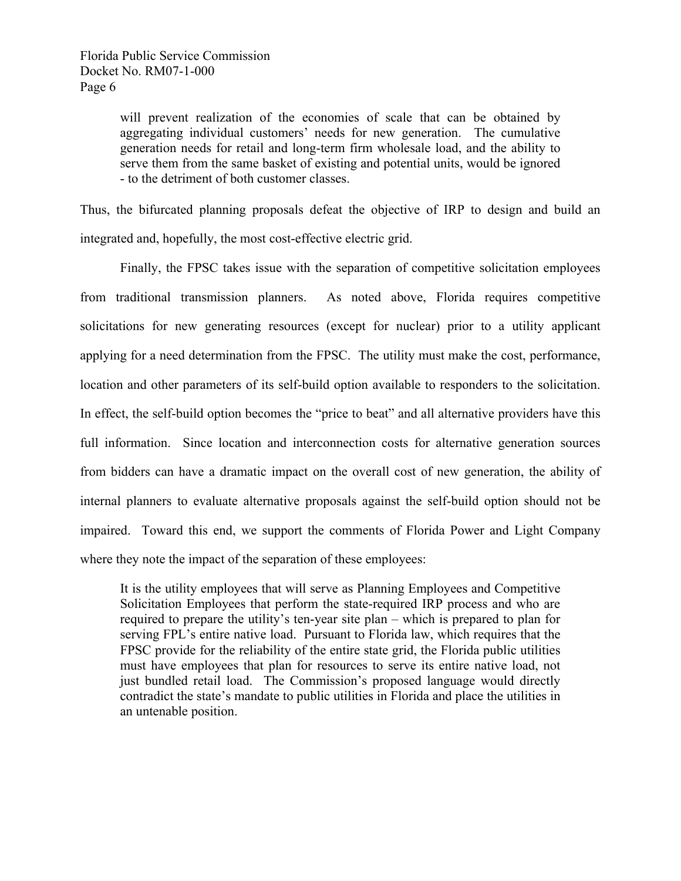> will prevent realization of the economies of scale that can be obtained by aggregating individual customers' needs for new generation. The cumulative generation needs for retail and long-term firm wholesale load, and the ability to serve them from the same basket of existing and potential units, would be ignored - to the detriment of both customer classes.

Thus, the bifurcated planning proposals defeat the objective of IRP to design and build an integrated and, hopefully, the most cost-effective electric grid.

Finally, the FPSC takes issue with the separation of competitive solicitation employees from traditional transmission planners. As noted above, Florida requires competitive solicitations for new generating resources (except for nuclear) prior to a utility applicant applying for a need determination from the FPSC. The utility must make the cost, performance, location and other parameters of its self-build option available to responders to the solicitation. In effect, the self-build option becomes the "price to beat" and all alternative providers have this full information. Since location and interconnection costs for alternative generation sources from bidders can have a dramatic impact on the overall cost of new generation, the ability of internal planners to evaluate alternative proposals against the self-build option should not be impaired. Toward this end, we support the comments of Florida Power and Light Company where they note the impact of the separation of these employees:

> It is the utility employees that will serve as Planning Employees and Competitive Solicitation Employees that perform the state-required IRP process and who are required to prepare the utility's ten-year site plan – which is prepared to plan for serving FPL's entire native load. Pursuant to Florida law, which requires that the FPSC provide for the reliability of the entire state grid, the Florida public utilities must have employees that plan for resources to serve its entire native load, not just bundled retail load. The Commission's proposed language would directly contradict the state's mandate to public utilities in Florida and place the utilities in an untenable position.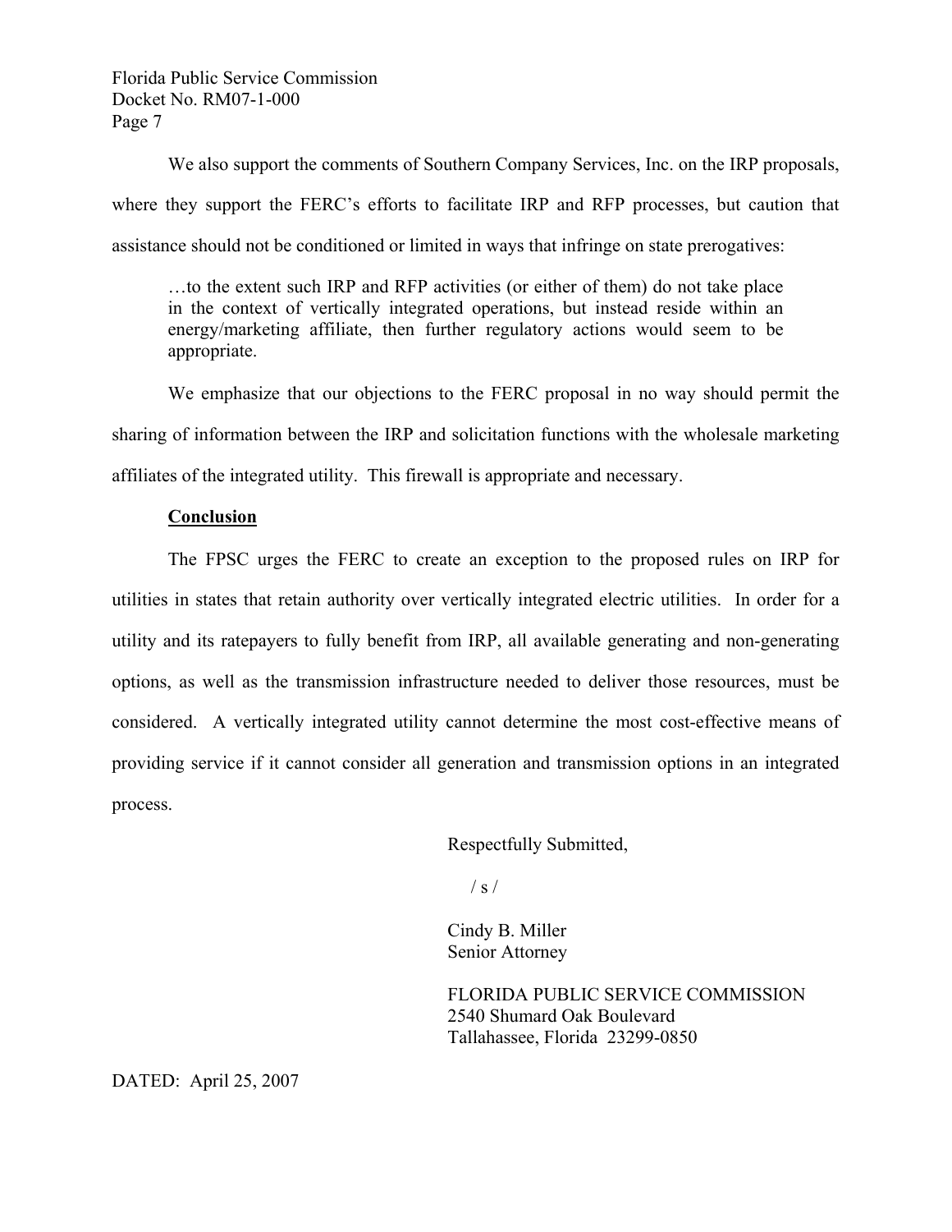We also support the comments of Southern Company Services, Inc. on the IRP proposals, where they support the FERC's efforts to facilitate IRP and RFP processes, but caution that assistance should not be conditioned or limited in ways that infringe on state prerogatives:

> …to the extent such IRP and RFP activities (or either of them) do not take place in the context of vertically integrated operations, but instead reside within an energy/marketing affiliate, then further regulatory actions would seem to be appropriate.

We emphasize that our objections to the FERC proposal in no way should permit the sharing of information between the IRP and solicitation functions with the wholesale marketing affiliates of the integrated utility. This firewall is appropriate and necessary.

**Conclusion**

The FPSC urges the FERC to create an exception to the proposed rules on IRP for utilities in states that retain authority over vertically integrated electric utilities. In order for a utility and its ratepayers to fully benefit from IRP, all available generating and non-generating options, as well as the transmission infrastructure needed to deliver those resources, must be considered. A vertically integrated utility cannot determine the most cost-effective means of providing service if it cannot consider all generation and transmission options in an integrated process.

Respectfully Submitted,

/ s /

Cindy B. Miller
Senior Attorney

FLORIDA PUBLIC SERVICE COMMISSION
2540 Shumard Oak Boulevard
Tallahassee, Florida 23299-0850

DATED: April 25, 2007